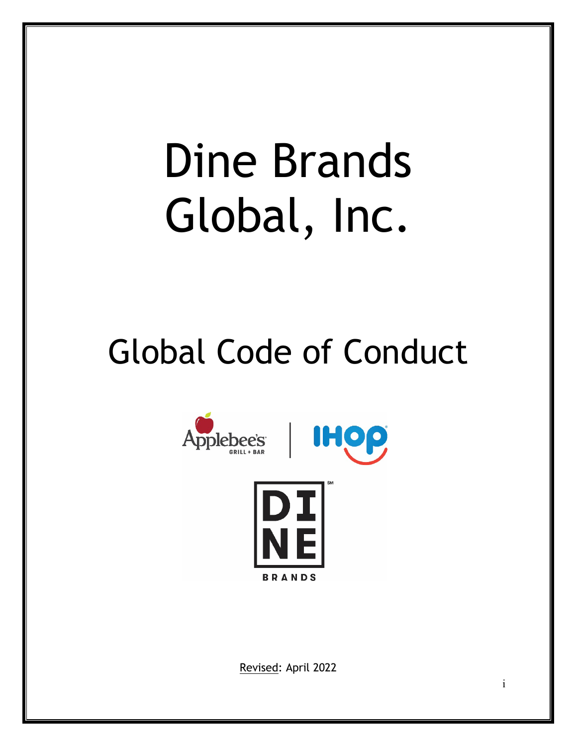# Dine Brands Global, Inc.

## Global Code of Conduct

Revised: April 2022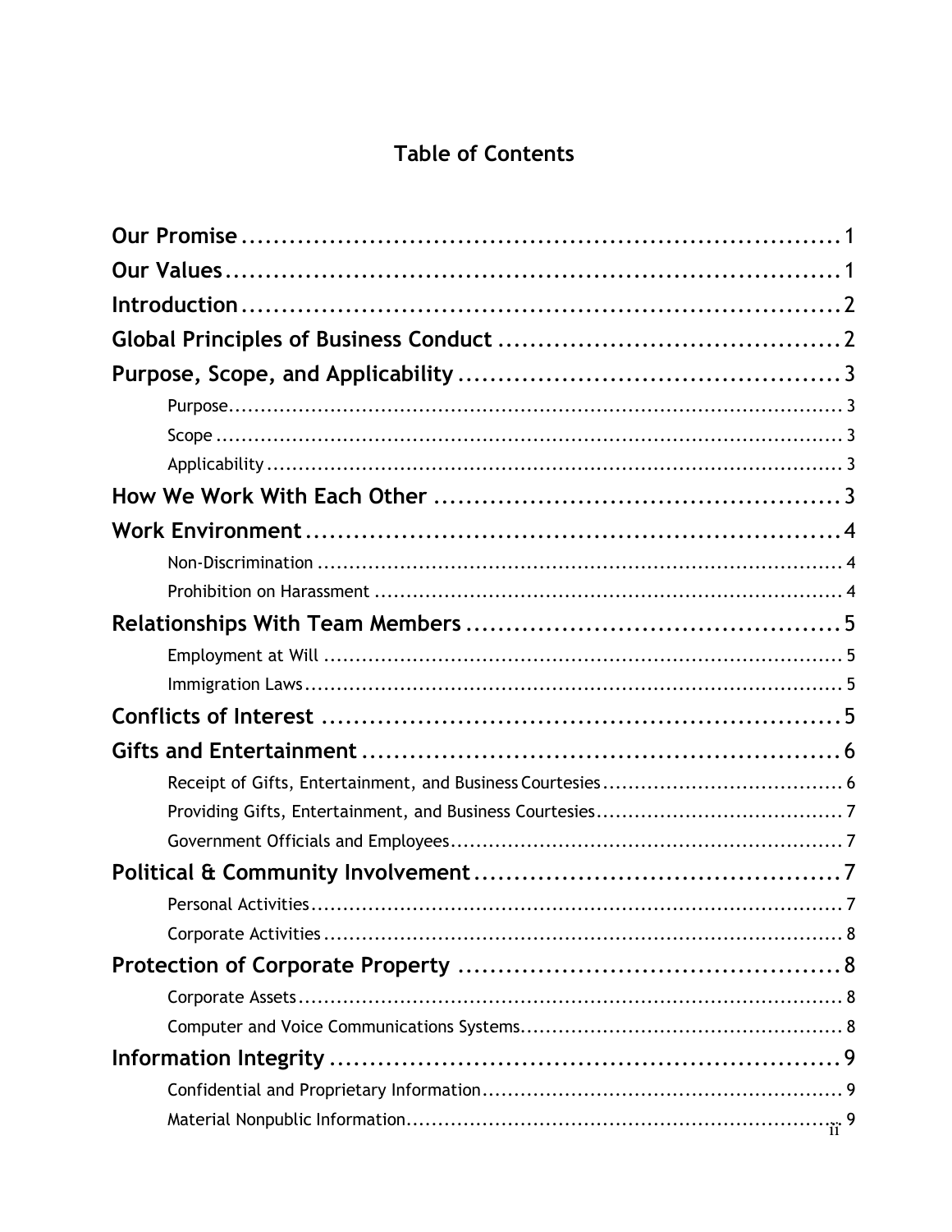# Table of Contents

**Our Promise** ............................................................ 1

**Our Values** ............................................................ 1

**Introduction** ............................................................ 2

**Global Principles of Business Conduct** ............................................................ 2

**Purpose, Scope, and Applicability** ............................................................ 3

- Purpose ............................................................ 3
- Scope ............................................................ 3
- Applicability ............................................................ 3

**How We Work With Each Other** ............................................................ 3

**Work Environment** ............................................................ 4

- Non-Discrimination ............................................................ 4
- Prohibition on Harassment ............................................................ 4

**Relationships With Team Members** ............................................................ 5

- Employment at Will ............................................................ 5
- Immigration Laws ............................................................ 5

**Conflicts of Interest** ............................................................ 5

**Gifts and Entertainment** ............................................................ 6

- Receipt of Gifts, Entertainment, and Business Courtesies ............................................................ 6
- Providing Gifts, Entertainment, and Business Courtesies ............................................................ 7
- Government Officials and Employees ............................................................ 7

**Political & Community Involvement** ............................................................ 7

- Personal Activities ............................................................ 7
- Corporate Activities ............................................................ 8

**Protection of Corporate Property** ............................................................ 8

- Corporate Assets ............................................................ 8
- Computer and Voice Communications Systems ............................................................ 8

**Information Integrity** ............................................................ 9

- Confidential and Proprietary Information ............................................................ 9
- Material Nonpublic Information ............................................................ 9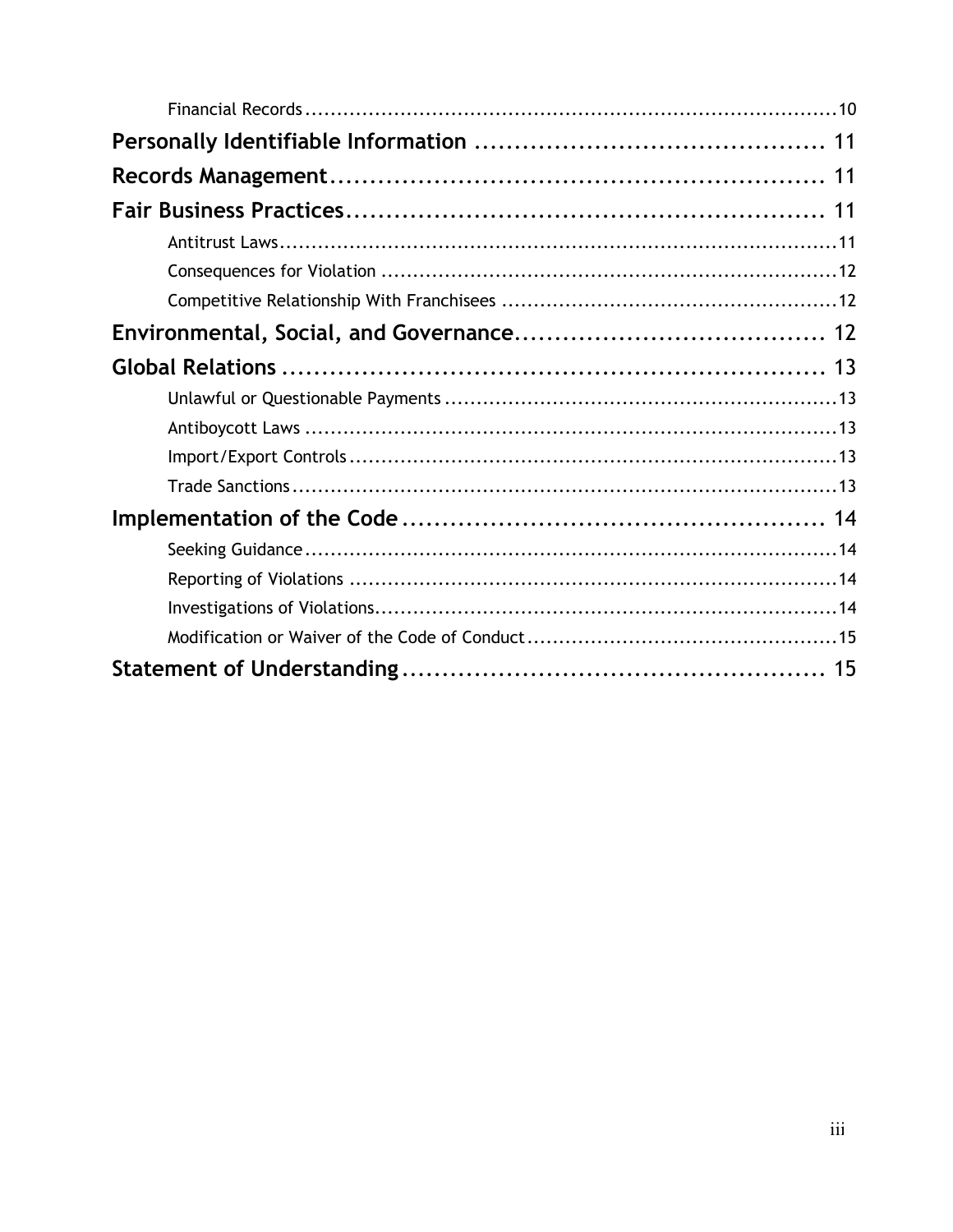Financial Records ....................................................................................10

**Personally Identifiable Information** ............................................ 11

**Records Management** ................................................................ 11

**Fair Business Practices** ............................................................. 11

Antitrust Laws ........................................................................................11

Consequences for Violation ........................................................................12

Competitive Relationship With Franchisees ....................................................12

**Environmental, Social, and Governance** ....................................... 12

**Global Relations** ...................................................................... 13

Unlawful or Questionable Payments ..............................................................13

Antiboycott Laws .....................................................................................13

Import/Export Controls ..............................................................................13

Trade Sanctions .......................................................................................13

**Implementation of the Code** ..................................................... 14

Seeking Guidance ....................................................................................14

Reporting of Violations ..............................................................................14

Investigations of Violations .........................................................................14

Modification or Waiver of the Code of Conduct ................................................15

**Statement of Understanding** ..................................................... 15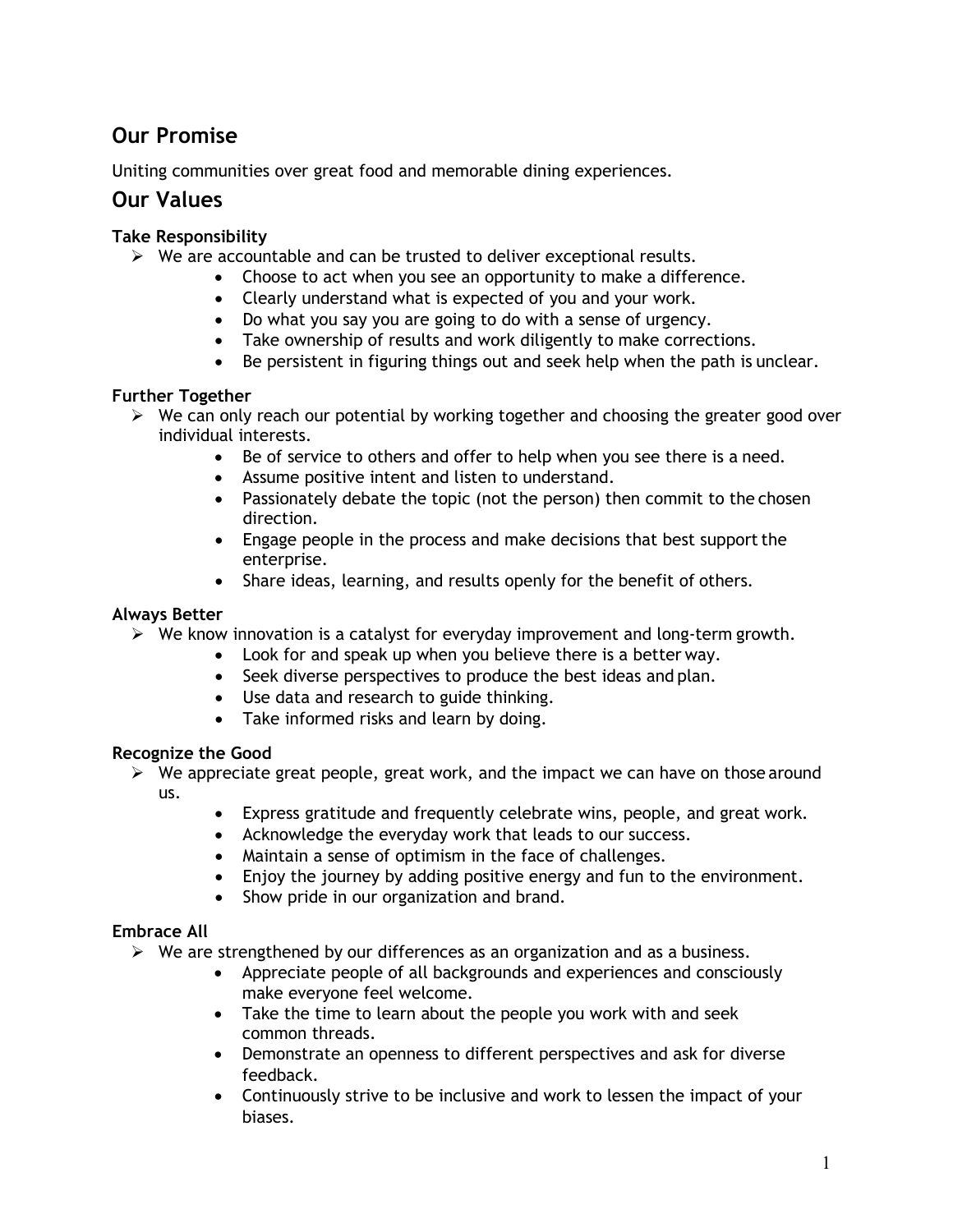## Our Promise

Uniting communities over great food and memorable dining experiences.

## Our Values

**Take Responsibility**

- We are accountable and can be trusted to deliver exceptional results.
    - Choose to act when you see an opportunity to make a difference.
    - Clearly understand what is expected of you and your work.
    - Do what you say you are going to do with a sense of urgency.
    - Take ownership of results and work diligently to make corrections.
    - Be persistent in figuring things out and seek help when the path is unclear.

**Further Together**

- We can only reach our potential by working together and choosing the greater good over individual interests.
    - Be of service to others and offer to help when you see there is a need.
    - Assume positive intent and listen to understand.
    - Passionately debate the topic (not the person) then commit to the chosen direction.
    - Engage people in the process and make decisions that best support the enterprise.
    - Share ideas, learning, and results openly for the benefit of others.

**Always Better**

- We know innovation is a catalyst for everyday improvement and long-term growth.
    - Look for and speak up when you believe there is a better way.
    - Seek diverse perspectives to produce the best ideas and plan.
    - Use data and research to guide thinking.
    - Take informed risks and learn by doing.

**Recognize the Good**

- We appreciate great people, great work, and the impact we can have on those around us.
    - Express gratitude and frequently celebrate wins, people, and great work.
    - Acknowledge the everyday work that leads to our success.
    - Maintain a sense of optimism in the face of challenges.
    - Enjoy the journey by adding positive energy and fun to the environment.
    - Show pride in our organization and brand.

**Embrace All**

- We are strengthened by our differences as an organization and as a business.
    - Appreciate people of all backgrounds and experiences and consciously make everyone feel welcome.
    - Take the time to learn about the people you work with and seek common threads.
    - Demonstrate an openness to different perspectives and ask for diverse feedback.
    - Continuously strive to be inclusive and work to lessen the impact of your biases.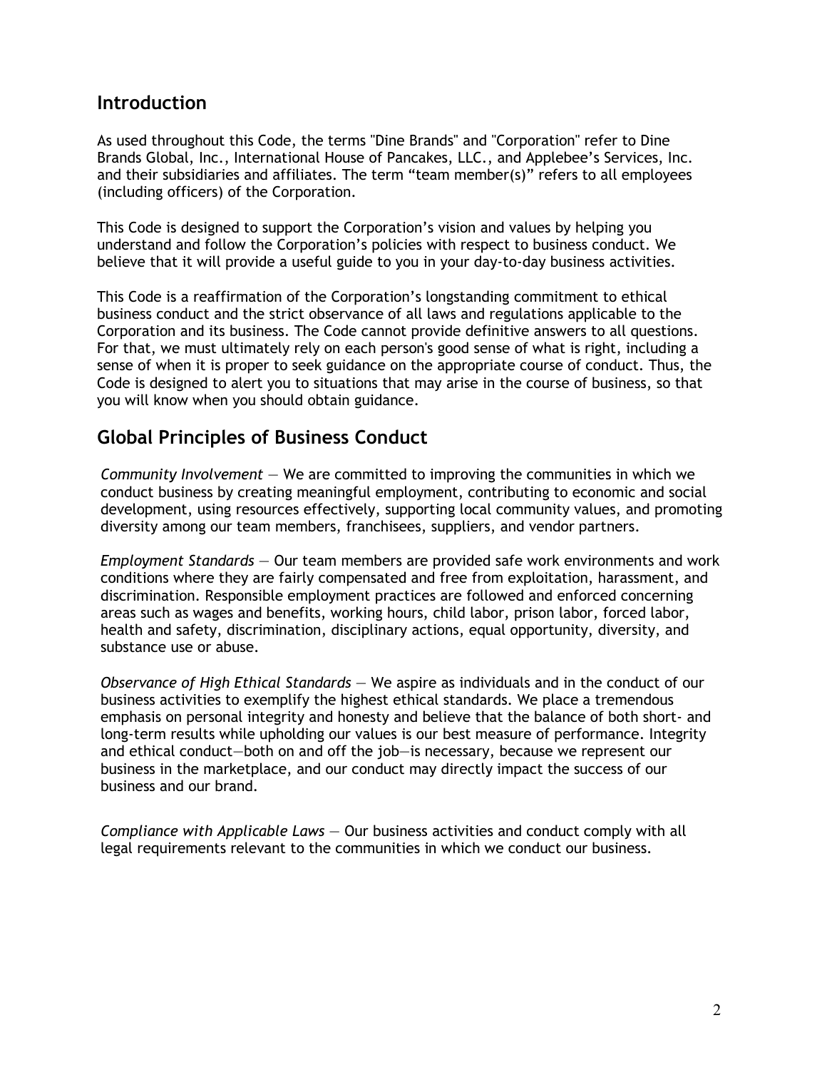## Introduction

As used throughout this Code, the terms "Dine Brands" and "Corporation" refer to Dine Brands Global, Inc., International House of Pancakes, LLC., and Applebee's Services, Inc. and their subsidiaries and affiliates. The term "team member(s)" refers to all employees (including officers) of the Corporation.

This Code is designed to support the Corporation's vision and values by helping you understand and follow the Corporation's policies with respect to business conduct. We believe that it will provide a useful guide to you in your day-to-day business activities.

This Code is a reaffirmation of the Corporation's longstanding commitment to ethical business conduct and the strict observance of all laws and regulations applicable to the Corporation and its business. The Code cannot provide definitive answers to all questions. For that, we must ultimately rely on each person's good sense of what is right, including a sense of when it is proper to seek guidance on the appropriate course of conduct. Thus, the Code is designed to alert you to situations that may arise in the course of business, so that you will know when you should obtain guidance.

## Global Principles of Business Conduct

*Community Involvement* — We are committed to improving the communities in which we conduct business by creating meaningful employment, contributing to economic and social development, using resources effectively, supporting local community values, and promoting diversity among our team members, franchisees, suppliers, and vendor partners.

*Employment Standards* — Our team members are provided safe work environments and work conditions where they are fairly compensated and free from exploitation, harassment, and discrimination. Responsible employment practices are followed and enforced concerning areas such as wages and benefits, working hours, child labor, prison labor, forced labor, health and safety, discrimination, disciplinary actions, equal opportunity, diversity, and substance use or abuse.

*Observance of High Ethical Standards* — We aspire as individuals and in the conduct of our business activities to exemplify the highest ethical standards. We place a tremendous emphasis on personal integrity and honesty and believe that the balance of both short- and long-term results while upholding our values is our best measure of performance. Integrity and ethical conduct—both on and off the job—is necessary, because we represent our business in the marketplace, and our conduct may directly impact the success of our business and our brand.

*Compliance with Applicable Laws* — Our business activities and conduct comply with all legal requirements relevant to the communities in which we conduct our business.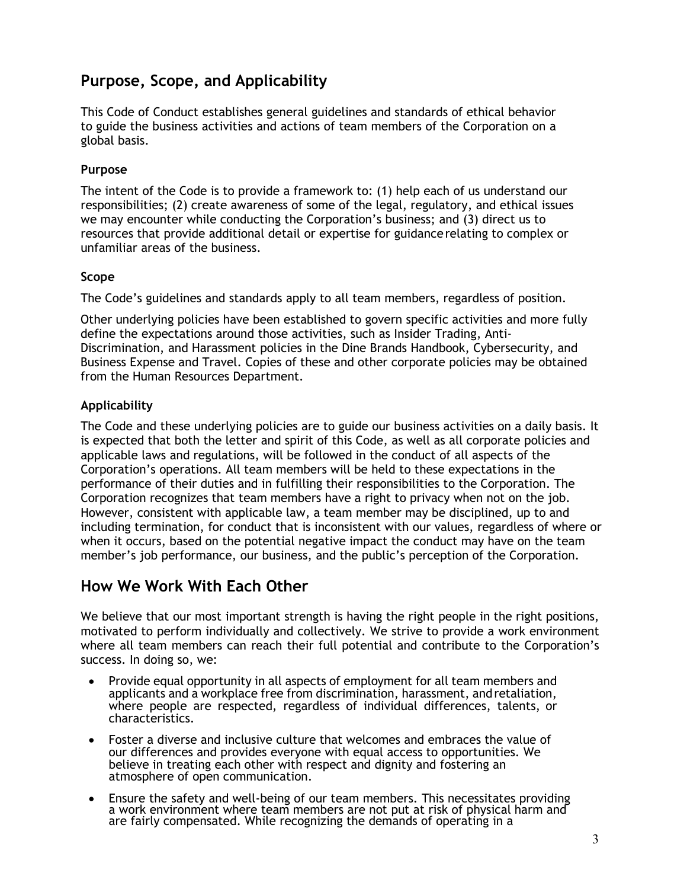## Purpose, Scope, and Applicability

This Code of Conduct establishes general guidelines and standards of ethical behavior to guide the business activities and actions of team members of the Corporation on a global basis.

### Purpose

The intent of the Code is to provide a framework to: (1) help each of us understand our responsibilities; (2) create awareness of some of the legal, regulatory, and ethical issues we may encounter while conducting the Corporation's business; and (3) direct us to resources that provide additional detail or expertise for guidance relating to complex or unfamiliar areas of the business.

### Scope

The Code's guidelines and standards apply to all team members, regardless of position.

Other underlying policies have been established to govern specific activities and more fully define the expectations around those activities, such as Insider Trading, Anti-Discrimination, and Harassment policies in the Dine Brands Handbook, Cybersecurity, and Business Expense and Travel. Copies of these and other corporate policies may be obtained from the Human Resources Department.

### Applicability

The Code and these underlying policies are to guide our business activities on a daily basis. It is expected that both the letter and spirit of this Code, as well as all corporate policies and applicable laws and regulations, will be followed in the conduct of all aspects of the Corporation's operations. All team members will be held to these expectations in the performance of their duties and in fulfilling their responsibilities to the Corporation. The Corporation recognizes that team members have a right to privacy when not on the job. However, consistent with applicable law, a team member may be disciplined, up to and including termination, for conduct that is inconsistent with our values, regardless of where or when it occurs, based on the potential negative impact the conduct may have on the team member's job performance, our business, and the public's perception of the Corporation.

## How We Work With Each Other

We believe that our most important strength is having the right people in the right positions, motivated to perform individually and collectively. We strive to provide a work environment where all team members can reach their full potential and contribute to the Corporation's success. In doing so, we:

- Provide equal opportunity in all aspects of employment for all team members and applicants and a workplace free from discrimination, harassment, and retaliation, where people are respected, regardless of individual differences, talents, or characteristics.
- Foster a diverse and inclusive culture that welcomes and embraces the value of our differences and provides everyone with equal access to opportunities. We believe in treating each other with respect and dignity and fostering an atmosphere of open communication.
- Ensure the safety and well-being of our team members. This necessitates providing a work environment where team members are not put at risk of physical harm and are fairly compensated. While recognizing the demands of operating in a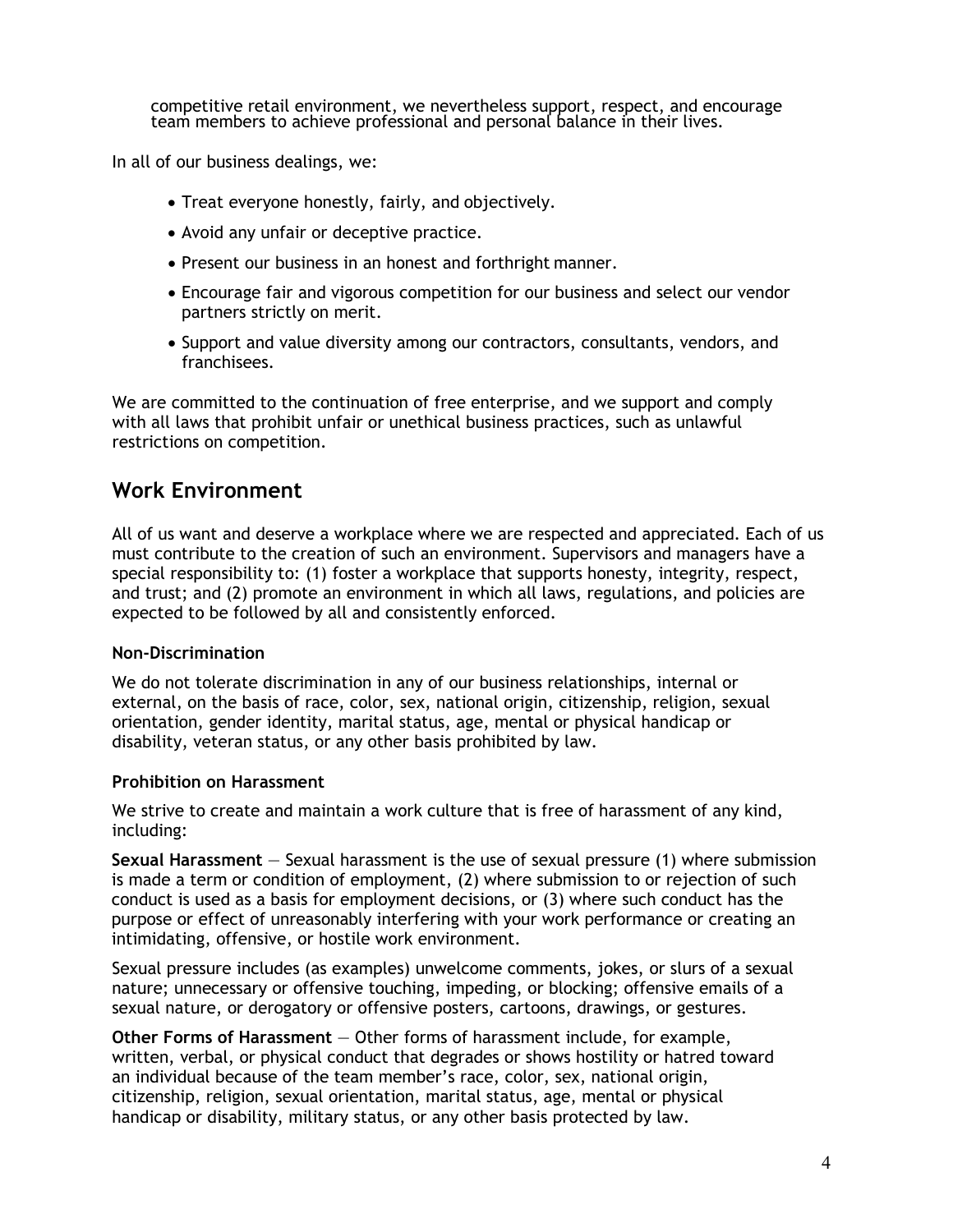competitive retail environment, we nevertheless support, respect, and encourage team members to achieve professional and personal balance in their lives.

In all of our business dealings, we:

- Treat everyone honestly, fairly, and objectively.
- Avoid any unfair or deceptive practice.
- Present our business in an honest and forthright manner.
- Encourage fair and vigorous competition for our business and select our vendor partners strictly on merit.
- Support and value diversity among our contractors, consultants, vendors, and franchisees.

We are committed to the continuation of free enterprise, and we support and comply with all laws that prohibit unfair or unethical business practices, such as unlawful restrictions on competition.

## Work Environment

All of us want and deserve a workplace where we are respected and appreciated. Each of us must contribute to the creation of such an environment. Supervisors and managers have a special responsibility to: (1) foster a workplace that supports honesty, integrity, respect, and trust; and (2) promote an environment in which all laws, regulations, and policies are expected to be followed by all and consistently enforced.

### Non-Discrimination

We do not tolerate discrimination in any of our business relationships, internal or external, on the basis of race, color, sex, national origin, citizenship, religion, sexual orientation, gender identity, marital status, age, mental or physical handicap or disability, veteran status, or any other basis prohibited by law.

### Prohibition on Harassment

We strive to create and maintain a work culture that is free of harassment of any kind, including:

**Sexual Harassment** — Sexual harassment is the use of sexual pressure (1) where submission is made a term or condition of employment, (2) where submission to or rejection of such conduct is used as a basis for employment decisions, or (3) where such conduct has the purpose or effect of unreasonably interfering with your work performance or creating an intimidating, offensive, or hostile work environment.

Sexual pressure includes (as examples) unwelcome comments, jokes, or slurs of a sexual nature; unnecessary or offensive touching, impeding, or blocking; offensive emails of a sexual nature, or derogatory or offensive posters, cartoons, drawings, or gestures.

**Other Forms of Harassment** — Other forms of harassment include, for example, written, verbal, or physical conduct that degrades or shows hostility or hatred toward an individual because of the team member's race, color, sex, national origin, citizenship, religion, sexual orientation, marital status, age, mental or physical handicap or disability, military status, or any other basis protected by law.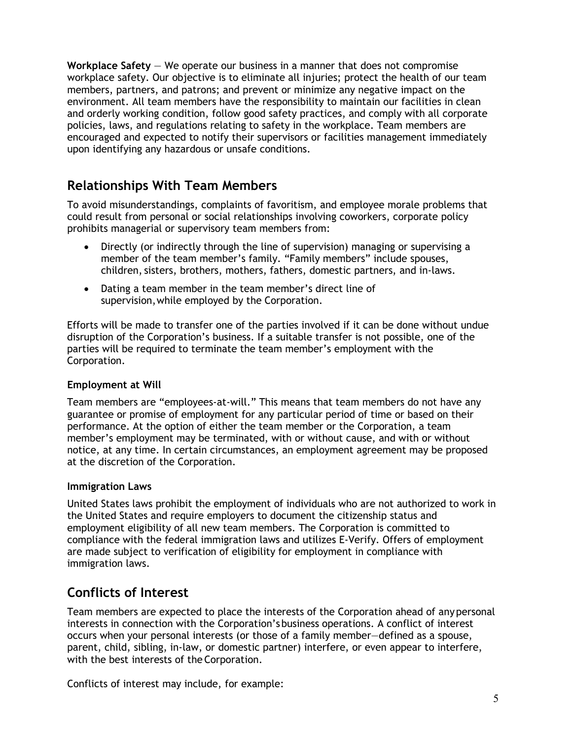**Workplace Safety** — We operate our business in a manner that does not compromise workplace safety. Our objective is to eliminate all injuries; protect the health of our team members, partners, and patrons; and prevent or minimize any negative impact on the environment. All team members have the responsibility to maintain our facilities in clean and orderly working condition, follow good safety practices, and comply with all corporate policies, laws, and regulations relating to safety in the workplace. Team members are encouraged and expected to notify their supervisors or facilities management immediately upon identifying any hazardous or unsafe conditions.

## Relationships With Team Members

To avoid misunderstandings, complaints of favoritism, and employee morale problems that could result from personal or social relationships involving coworkers, corporate policy prohibits managerial or supervisory team members from:

- Directly (or indirectly through the line of supervision) managing or supervising a member of the team member's family. "Family members" include spouses, children, sisters, brothers, mothers, fathers, domestic partners, and in-laws.
- Dating a team member in the team member's direct line of supervision, while employed by the Corporation.

Efforts will be made to transfer one of the parties involved if it can be done without undue disruption of the Corporation's business. If a suitable transfer is not possible, one of the parties will be required to terminate the team member's employment with the Corporation.

### Employment at Will

Team members are "employees-at-will." This means that team members do not have any guarantee or promise of employment for any particular period of time or based on their performance. At the option of either the team member or the Corporation, a team member's employment may be terminated, with or without cause, and with or without notice, at any time. In certain circumstances, an employment agreement may be proposed at the discretion of the Corporation.

### Immigration Laws

United States laws prohibit the employment of individuals who are not authorized to work in the United States and require employers to document the citizenship status and employment eligibility of all new team members. The Corporation is committed to compliance with the federal immigration laws and utilizes E-Verify. Offers of employment are made subject to verification of eligibility for employment in compliance with immigration laws.

## Conflicts of Interest

Team members are expected to place the interests of the Corporation ahead of any personal interests in connection with the Corporation's business operations. A conflict of interest occurs when your personal interests (or those of a family member—defined as a spouse, parent, child, sibling, in-law, or domestic partner) interfere, or even appear to interfere, with the best interests of the Corporation.

Conflicts of interest may include, for example: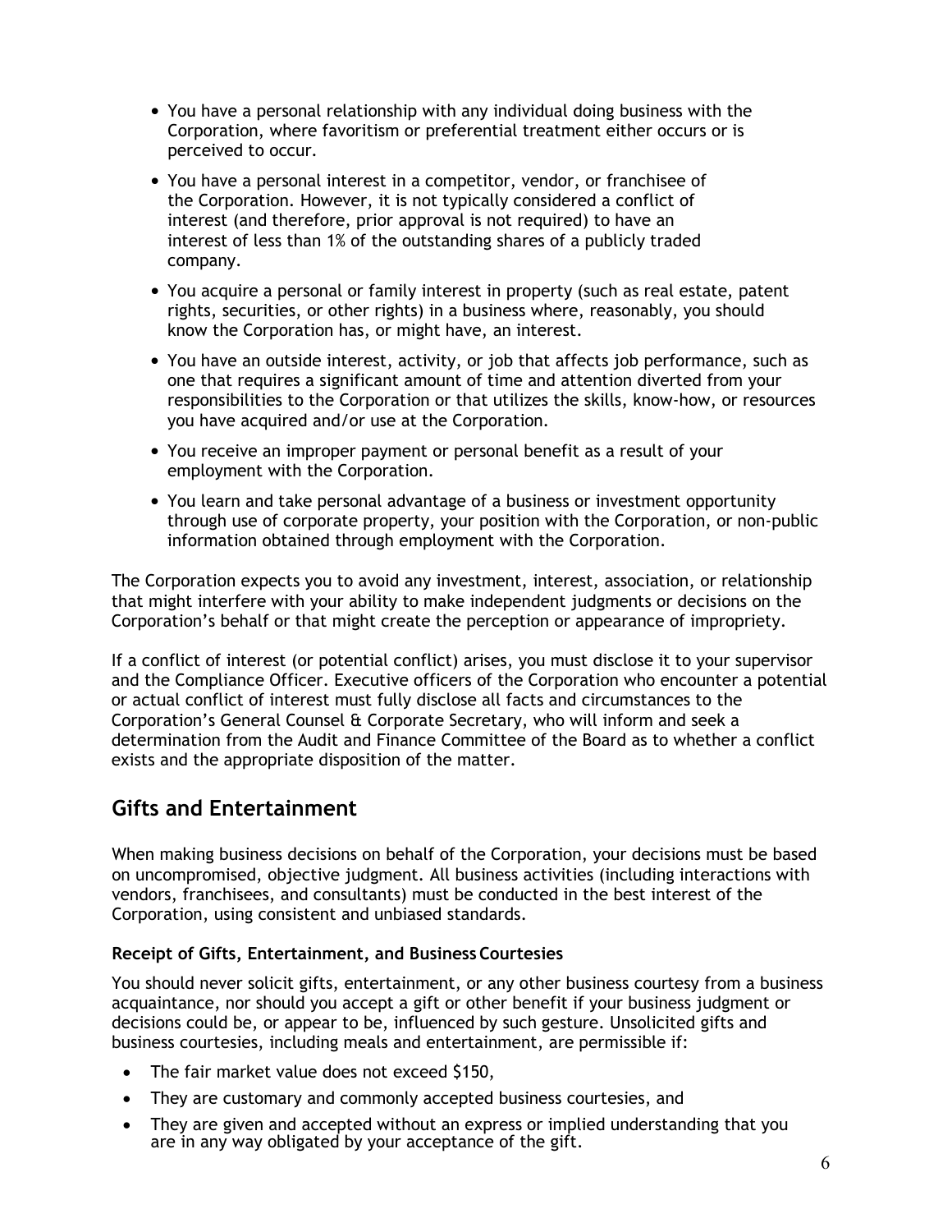- You have a personal relationship with any individual doing business with the Corporation, where favoritism or preferential treatment either occurs or is perceived to occur.
- You have a personal interest in a competitor, vendor, or franchisee of the Corporation. However, it is not typically considered a conflict of interest (and therefore, prior approval is not required) to have an interest of less than 1% of the outstanding shares of a publicly traded company.
- You acquire a personal or family interest in property (such as real estate, patent rights, securities, or other rights) in a business where, reasonably, you should know the Corporation has, or might have, an interest.
- You have an outside interest, activity, or job that affects job performance, such as one that requires a significant amount of time and attention diverted from your responsibilities to the Corporation or that utilizes the skills, know-how, or resources you have acquired and/or use at the Corporation.
- You receive an improper payment or personal benefit as a result of your employment with the Corporation.
- You learn and take personal advantage of a business or investment opportunity through use of corporate property, your position with the Corporation, or non-public information obtained through employment with the Corporation.

The Corporation expects you to avoid any investment, interest, association, or relationship that might interfere with your ability to make independent judgments or decisions on the Corporation's behalf or that might create the perception or appearance of impropriety.

If a conflict of interest (or potential conflict) arises, you must disclose it to your supervisor and the Compliance Officer. Executive officers of the Corporation who encounter a potential or actual conflict of interest must fully disclose all facts and circumstances to the Corporation's General Counsel & Corporate Secretary, who will inform and seek a determination from the Audit and Finance Committee of the Board as to whether a conflict exists and the appropriate disposition of the matter.

## Gifts and Entertainment

When making business decisions on behalf of the Corporation, your decisions must be based on uncompromised, objective judgment. All business activities (including interactions with vendors, franchisees, and consultants) must be conducted in the best interest of the Corporation, using consistent and unbiased standards.

### Receipt of Gifts, Entertainment, and Business Courtesies

You should never solicit gifts, entertainment, or any other business courtesy from a business acquaintance, nor should you accept a gift or other benefit if your business judgment or decisions could be, or appear to be, influenced by such gesture. Unsolicited gifts and business courtesies, including meals and entertainment, are permissible if:

- The fair market value does not exceed $150,
- They are customary and commonly accepted business courtesies, and
- They are given and accepted without an express or implied understanding that you are in any way obligated by your acceptance of the gift.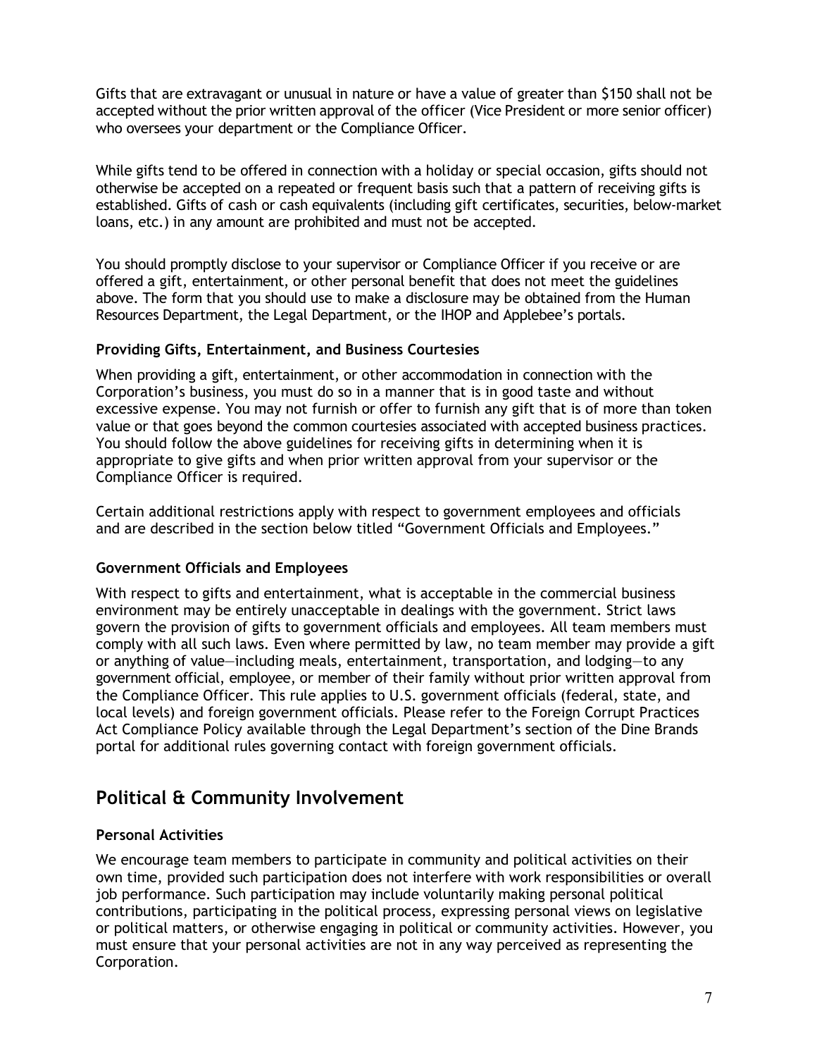Gifts that are extravagant or unusual in nature or have a value of greater than $150 shall not be accepted without the prior written approval of the officer (Vice President or more senior officer) who oversees your department or the Compliance Officer.

While gifts tend to be offered in connection with a holiday or special occasion, gifts should not otherwise be accepted on a repeated or frequent basis such that a pattern of receiving gifts is established. Gifts of cash or cash equivalents (including gift certificates, securities, below-market loans, etc.) in any amount are prohibited and must not be accepted.

You should promptly disclose to your supervisor or Compliance Officer if you receive or are offered a gift, entertainment, or other personal benefit that does not meet the guidelines above. The form that you should use to make a disclosure may be obtained from the Human Resources Department, the Legal Department, or the IHOP and Applebee's portals.

### Providing Gifts, Entertainment, and Business Courtesies

When providing a gift, entertainment, or other accommodation in connection with the Corporation's business, you must do so in a manner that is in good taste and without excessive expense. You may not furnish or offer to furnish any gift that is of more than token value or that goes beyond the common courtesies associated with accepted business practices. You should follow the above guidelines for receiving gifts in determining when it is appropriate to give gifts and when prior written approval from your supervisor or the Compliance Officer is required.

Certain additional restrictions apply with respect to government employees and officials and are described in the section below titled "Government Officials and Employees."

### Government Officials and Employees

With respect to gifts and entertainment, what is acceptable in the commercial business environment may be entirely unacceptable in dealings with the government. Strict laws govern the provision of gifts to government officials and employees. All team members must comply with all such laws. Even where permitted by law, no team member may provide a gift or anything of value—including meals, entertainment, transportation, and lodging—to any government official, employee, or member of their family without prior written approval from the Compliance Officer. This rule applies to U.S. government officials (federal, state, and local levels) and foreign government officials. Please refer to the Foreign Corrupt Practices Act Compliance Policy available through the Legal Department's section of the Dine Brands portal for additional rules governing contact with foreign government officials.

## Political & Community Involvement

### Personal Activities

We encourage team members to participate in community and political activities on their own time, provided such participation does not interfere with work responsibilities or overall job performance. Such participation may include voluntarily making personal political contributions, participating in the political process, expressing personal views on legislative or political matters, or otherwise engaging in political or community activities. However, you must ensure that your personal activities are not in any way perceived as representing the Corporation.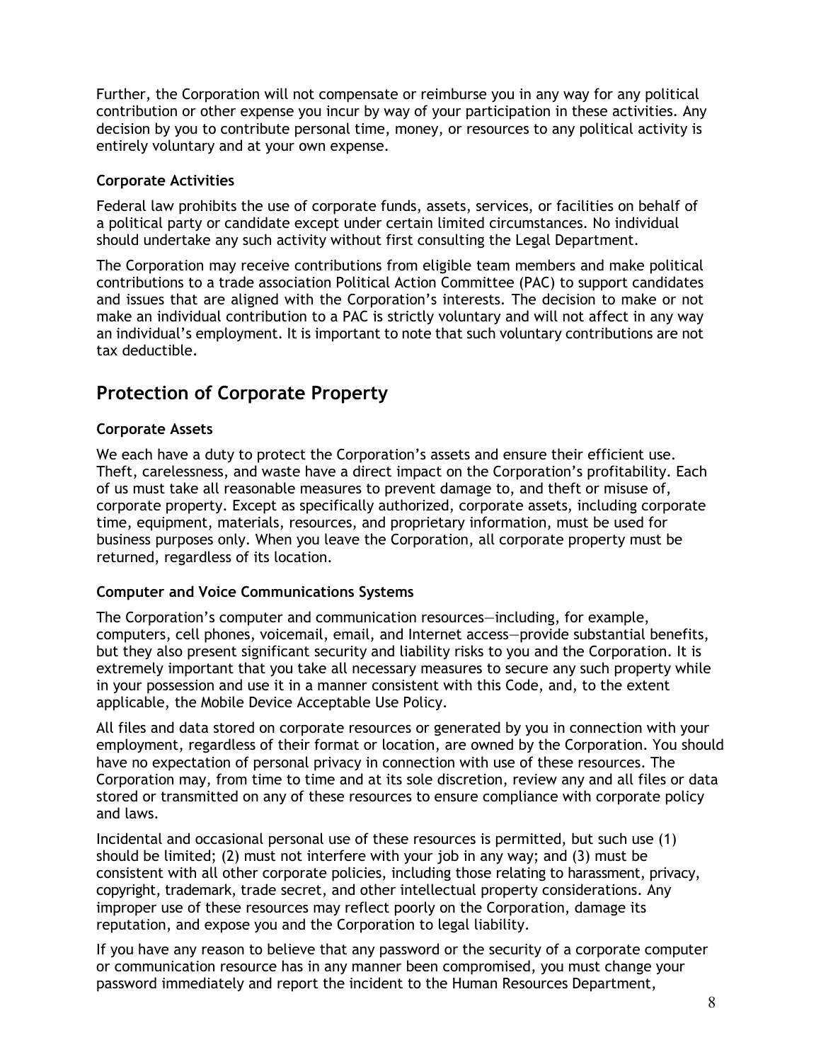Further, the Corporation will not compensate or reimburse you in any way for any political contribution or other expense you incur by way of your participation in these activities. Any decision by you to contribute personal time, money, or resources to any political activity is entirely voluntary and at your own expense.

### Corporate Activities

Federal law prohibits the use of corporate funds, assets, services, or facilities on behalf of a political party or candidate except under certain limited circumstances. No individual should undertake any such activity without first consulting the Legal Department.

The Corporation may receive contributions from eligible team members and make political contributions to a trade association Political Action Committee (PAC) to support candidates and issues that are aligned with the Corporation's interests. The decision to make or not make an individual contribution to a PAC is strictly voluntary and will not affect in any way an individual's employment. It is important to note that such voluntary contributions are not tax deductible.

## Protection of Corporate Property

### Corporate Assets

We each have a duty to protect the Corporation's assets and ensure their efficient use. Theft, carelessness, and waste have a direct impact on the Corporation's profitability. Each of us must take all reasonable measures to prevent damage to, and theft or misuse of, corporate property. Except as specifically authorized, corporate assets, including corporate time, equipment, materials, resources, and proprietary information, must be used for business purposes only. When you leave the Corporation, all corporate property must be returned, regardless of its location.

### Computer and Voice Communications Systems

The Corporation's computer and communication resources—including, for example, computers, cell phones, voicemail, email, and Internet access—provide substantial benefits, but they also present significant security and liability risks to you and the Corporation. It is extremely important that you take all necessary measures to secure any such property while in your possession and use it in a manner consistent with this Code, and, to the extent applicable, the Mobile Device Acceptable Use Policy.

All files and data stored on corporate resources or generated by you in connection with your employment, regardless of their format or location, are owned by the Corporation. You should have no expectation of personal privacy in connection with use of these resources. The Corporation may, from time to time and at its sole discretion, review any and all files or data stored or transmitted on any of these resources to ensure compliance with corporate policy and laws.

Incidental and occasional personal use of these resources is permitted, but such use (1) should be limited; (2) must not interfere with your job in any way; and (3) must be consistent with all other corporate policies, including those relating to harassment, privacy, copyright, trademark, trade secret, and other intellectual property considerations. Any improper use of these resources may reflect poorly on the Corporation, damage its reputation, and expose you and the Corporation to legal liability.

If you have any reason to believe that any password or the security of a corporate computer or communication resource has in any manner been compromised, you must change your password immediately and report the incident to the Human Resources Department,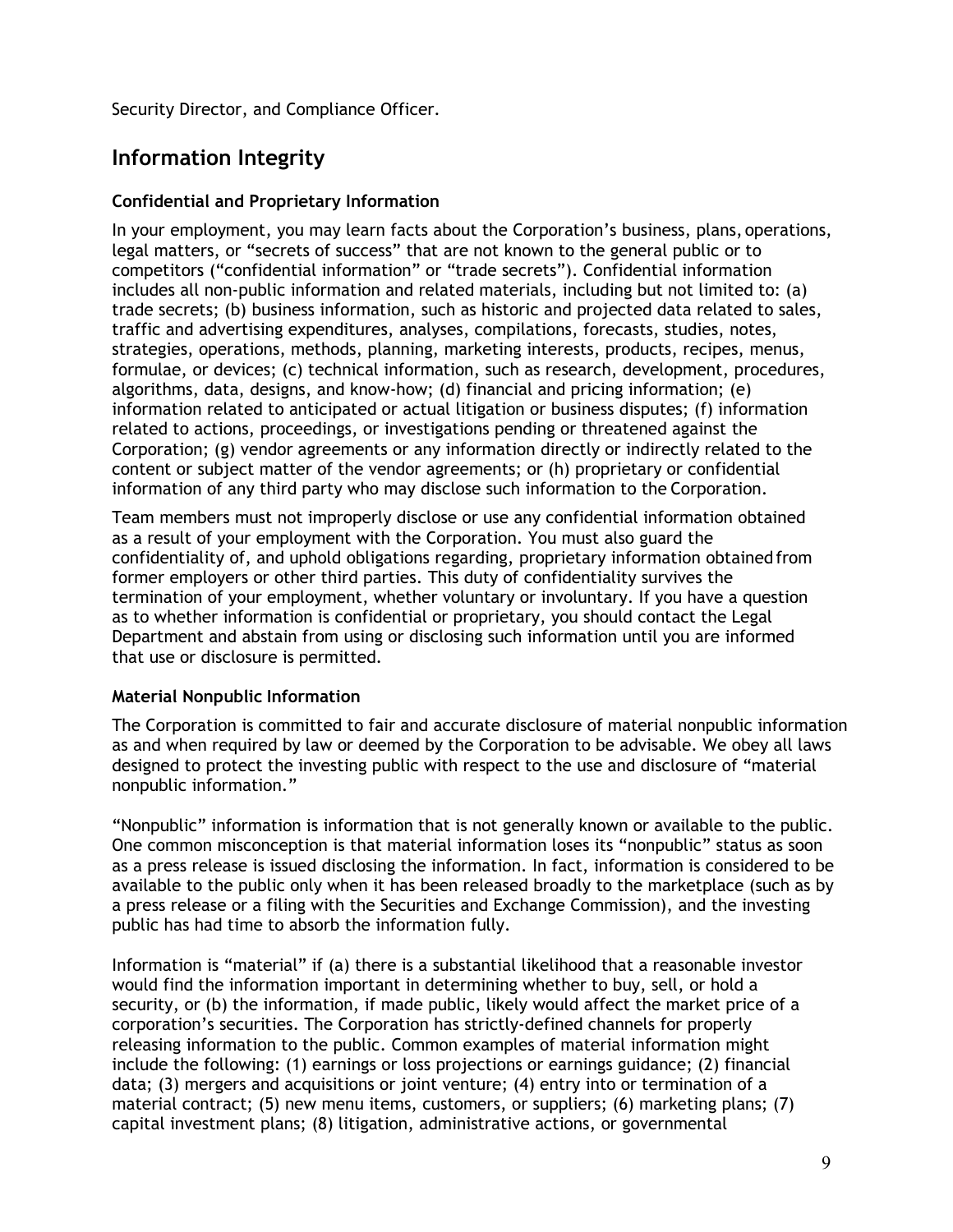Security Director, and Compliance Officer.

## Information Integrity

### Confidential and Proprietary Information

In your employment, you may learn facts about the Corporation's business, plans, operations, legal matters, or "secrets of success" that are not known to the general public or to competitors ("confidential information" or "trade secrets"). Confidential information includes all non-public information and related materials, including but not limited to: (a) trade secrets; (b) business information, such as historic and projected data related to sales, traffic and advertising expenditures, analyses, compilations, forecasts, studies, notes, strategies, operations, methods, planning, marketing interests, products, recipes, menus, formulae, or devices; (c) technical information, such as research, development, procedures, algorithms, data, designs, and know-how; (d) financial and pricing information; (e) information related to anticipated or actual litigation or business disputes; (f) information related to actions, proceedings, or investigations pending or threatened against the Corporation; (g) vendor agreements or any information directly or indirectly related to the content or subject matter of the vendor agreements; or (h) proprietary or confidential information of any third party who may disclose such information to the Corporation.

Team members must not improperly disclose or use any confidential information obtained as a result of your employment with the Corporation. You must also guard the confidentiality of, and uphold obligations regarding, proprietary information obtained from former employers or other third parties. This duty of confidentiality survives the termination of your employment, whether voluntary or involuntary. If you have a question as to whether information is confidential or proprietary, you should contact the Legal Department and abstain from using or disclosing such information until you are informed that use or disclosure is permitted.

### Material Nonpublic Information

The Corporation is committed to fair and accurate disclosure of material nonpublic information as and when required by law or deemed by the Corporation to be advisable. We obey all laws designed to protect the investing public with respect to the use and disclosure of "material nonpublic information."

"Nonpublic" information is information that is not generally known or available to the public. One common misconception is that material information loses its "nonpublic" status as soon as a press release is issued disclosing the information. In fact, information is considered to be available to the public only when it has been released broadly to the marketplace (such as by a press release or a filing with the Securities and Exchange Commission), and the investing public has had time to absorb the information fully.

Information is "material" if (a) there is a substantial likelihood that a reasonable investor would find the information important in determining whether to buy, sell, or hold a security, or (b) the information, if made public, likely would affect the market price of a corporation's securities. The Corporation has strictly-defined channels for properly releasing information to the public. Common examples of material information might include the following: (1) earnings or loss projections or earnings guidance; (2) financial data; (3) mergers and acquisitions or joint venture; (4) entry into or termination of a material contract; (5) new menu items, customers, or suppliers; (6) marketing plans; (7) capital investment plans; (8) litigation, administrative actions, or governmental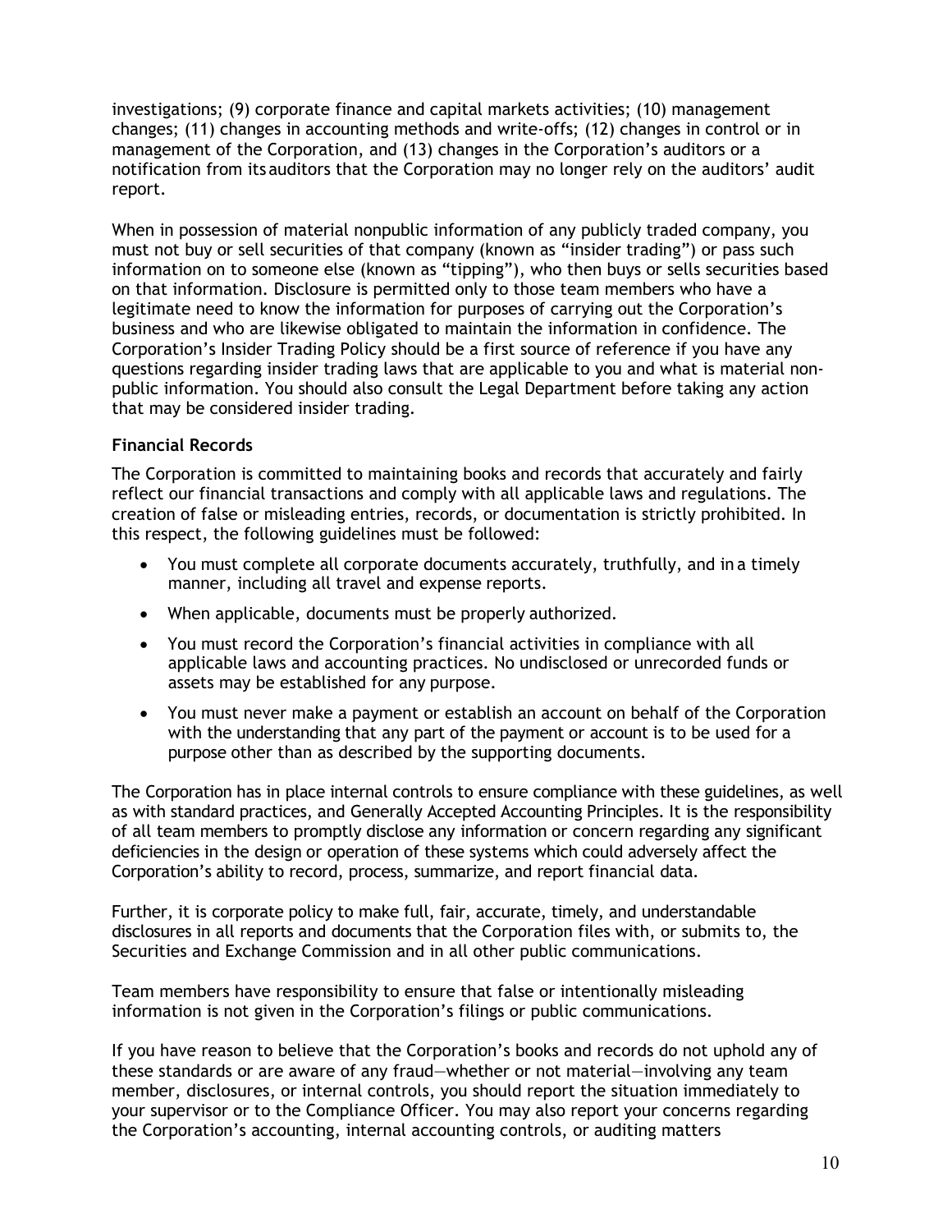investigations; (9) corporate finance and capital markets activities; (10) management changes; (11) changes in accounting methods and write-offs; (12) changes in control or in management of the Corporation, and (13) changes in the Corporation's auditors or a notification from its auditors that the Corporation may no longer rely on the auditors' audit report.

When in possession of material nonpublic information of any publicly traded company, you must not buy or sell securities of that company (known as "insider trading") or pass such information on to someone else (known as "tipping"), who then buys or sells securities based on that information. Disclosure is permitted only to those team members who have a legitimate need to know the information for purposes of carrying out the Corporation's business and who are likewise obligated to maintain the information in confidence. The Corporation's Insider Trading Policy should be a first source of reference if you have any questions regarding insider trading laws that are applicable to you and what is material non-public information. You should also consult the Legal Department before taking any action that may be considered insider trading.

### Financial Records

The Corporation is committed to maintaining books and records that accurately and fairly reflect our financial transactions and comply with all applicable laws and regulations. The creation of false or misleading entries, records, or documentation is strictly prohibited. In this respect, the following guidelines must be followed:

- You must complete all corporate documents accurately, truthfully, and in a timely manner, including all travel and expense reports.
- When applicable, documents must be properly authorized.
- You must record the Corporation's financial activities in compliance with all applicable laws and accounting practices. No undisclosed or unrecorded funds or assets may be established for any purpose.
- You must never make a payment or establish an account on behalf of the Corporation with the understanding that any part of the payment or account is to be used for a purpose other than as described by the supporting documents.

The Corporation has in place internal controls to ensure compliance with these guidelines, as well as with standard practices, and Generally Accepted Accounting Principles. It is the responsibility of all team members to promptly disclose any information or concern regarding any significant deficiencies in the design or operation of these systems which could adversely affect the Corporation's ability to record, process, summarize, and report financial data.

Further, it is corporate policy to make full, fair, accurate, timely, and understandable disclosures in all reports and documents that the Corporation files with, or submits to, the Securities and Exchange Commission and in all other public communications.

Team members have responsibility to ensure that false or intentionally misleading information is not given in the Corporation's filings or public communications.

If you have reason to believe that the Corporation's books and records do not uphold any of these standards or are aware of any fraud—whether or not material—involving any team member, disclosures, or internal controls, you should report the situation immediately to your supervisor or to the Compliance Officer. You may also report your concerns regarding the Corporation's accounting, internal accounting controls, or auditing matters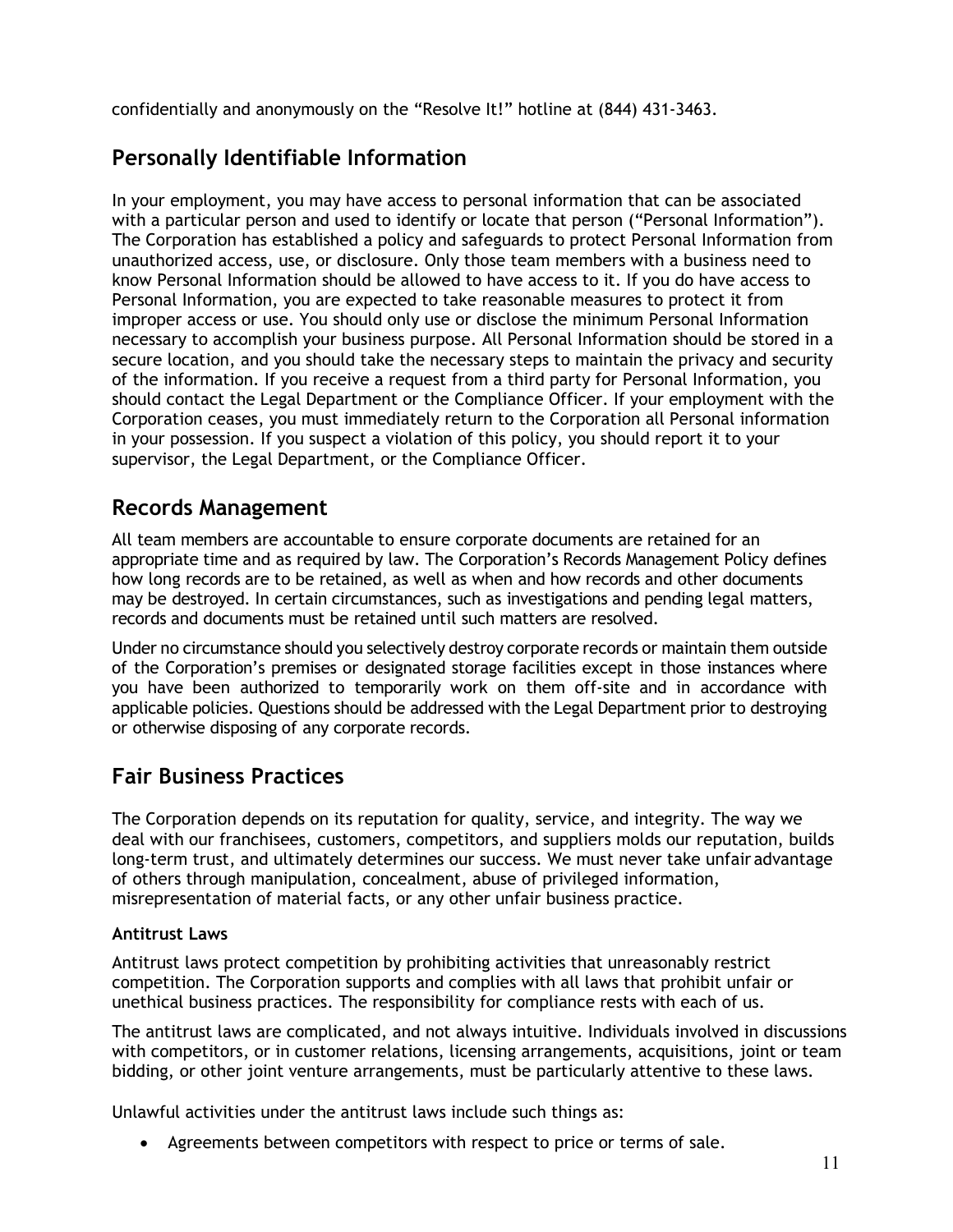confidentially and anonymously on the "Resolve It!" hotline at (844) 431-3463.

## Personally Identifiable Information

In your employment, you may have access to personal information that can be associated with a particular person and used to identify or locate that person ("Personal Information"). The Corporation has established a policy and safeguards to protect Personal Information from unauthorized access, use, or disclosure. Only those team members with a business need to know Personal Information should be allowed to have access to it. If you do have access to Personal Information, you are expected to take reasonable measures to protect it from improper access or use. You should only use or disclose the minimum Personal Information necessary to accomplish your business purpose. All Personal Information should be stored in a secure location, and you should take the necessary steps to maintain the privacy and security of the information. If you receive a request from a third party for Personal Information, you should contact the Legal Department or the Compliance Officer. If your employment with the Corporation ceases, you must immediately return to the Corporation all Personal information in your possession. If you suspect a violation of this policy, you should report it to your supervisor, the Legal Department, or the Compliance Officer.

## Records Management

All team members are accountable to ensure corporate documents are retained for an appropriate time and as required by law. The Corporation's Records Management Policy defines how long records are to be retained, as well as when and how records and other documents may be destroyed. In certain circumstances, such as investigations and pending legal matters, records and documents must be retained until such matters are resolved.

Under no circumstance should you selectively destroy corporate records or maintain them outside of the Corporation's premises or designated storage facilities except in those instances where you have been authorized to temporarily work on them off-site and in accordance with applicable policies. Questions should be addressed with the Legal Department prior to destroying or otherwise disposing of any corporate records.

## Fair Business Practices

The Corporation depends on its reputation for quality, service, and integrity. The way we deal with our franchisees, customers, competitors, and suppliers molds our reputation, builds long-term trust, and ultimately determines our success. We must never take unfair advantage of others through manipulation, concealment, abuse of privileged information, misrepresentation of material facts, or any other unfair business practice.

### Antitrust Laws

Antitrust laws protect competition by prohibiting activities that unreasonably restrict competition. The Corporation supports and complies with all laws that prohibit unfair or unethical business practices. The responsibility for compliance rests with each of us.

The antitrust laws are complicated, and not always intuitive. Individuals involved in discussions with competitors, or in customer relations, licensing arrangements, acquisitions, joint or team bidding, or other joint venture arrangements, must be particularly attentive to these laws.

Unlawful activities under the antitrust laws include such things as:

- Agreements between competitors with respect to price or terms of sale.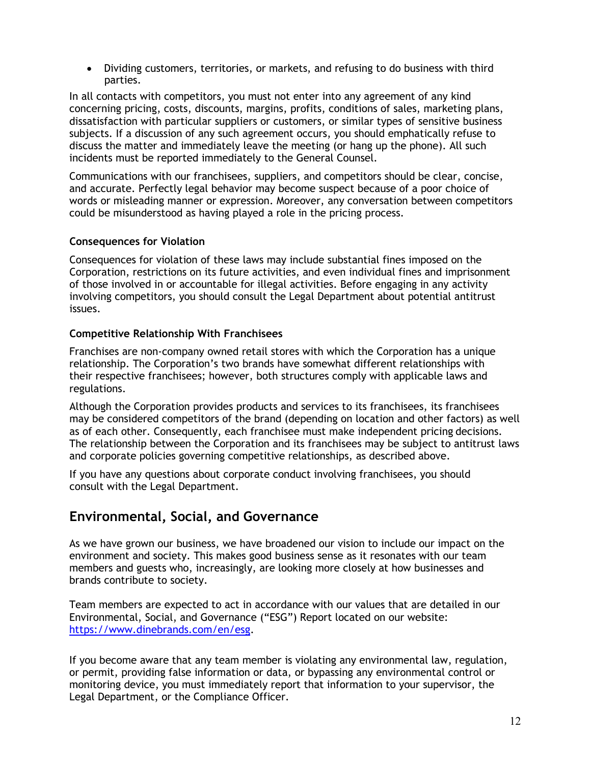- Dividing customers, territories, or markets, and refusing to do business with third parties.

In all contacts with competitors, you must not enter into any agreement of any kind concerning pricing, costs, discounts, margins, profits, conditions of sales, marketing plans, dissatisfaction with particular suppliers or customers, or similar types of sensitive business subjects. If a discussion of any such agreement occurs, you should emphatically refuse to discuss the matter and immediately leave the meeting (or hang up the phone). All such incidents must be reported immediately to the General Counsel.

Communications with our franchisees, suppliers, and competitors should be clear, concise, and accurate. Perfectly legal behavior may become suspect because of a poor choice of words or misleading manner or expression. Moreover, any conversation between competitors could be misunderstood as having played a role in the pricing process.

### Consequences for Violation

Consequences for violation of these laws may include substantial fines imposed on the Corporation, restrictions on its future activities, and even individual fines and imprisonment of those involved in or accountable for illegal activities. Before engaging in any activity involving competitors, you should consult the Legal Department about potential antitrust issues.

### Competitive Relationship With Franchisees

Franchises are non-company owned retail stores with which the Corporation has a unique relationship. The Corporation's two brands have somewhat different relationships with their respective franchisees; however, both structures comply with applicable laws and regulations.

Although the Corporation provides products and services to its franchisees, its franchisees may be considered competitors of the brand (depending on location and other factors) as well as of each other. Consequently, each franchisee must make independent pricing decisions. The relationship between the Corporation and its franchisees may be subject to antitrust laws and corporate policies governing competitive relationships, as described above.

If you have any questions about corporate conduct involving franchisees, you should consult with the Legal Department.

## Environmental, Social, and Governance

As we have grown our business, we have broadened our vision to include our impact on the environment and society. This makes good business sense as it resonates with our team members and guests who, increasingly, are looking more closely at how businesses and brands contribute to society.

Team members are expected to act in accordance with our values that are detailed in our Environmental, Social, and Governance ("ESG") Report located on our website: https://www.dinebrands.com/en/esg.

If you become aware that any team member is violating any environmental law, regulation, or permit, providing false information or data, or bypassing any environmental control or monitoring device, you must immediately report that information to your supervisor, the Legal Department, or the Compliance Officer.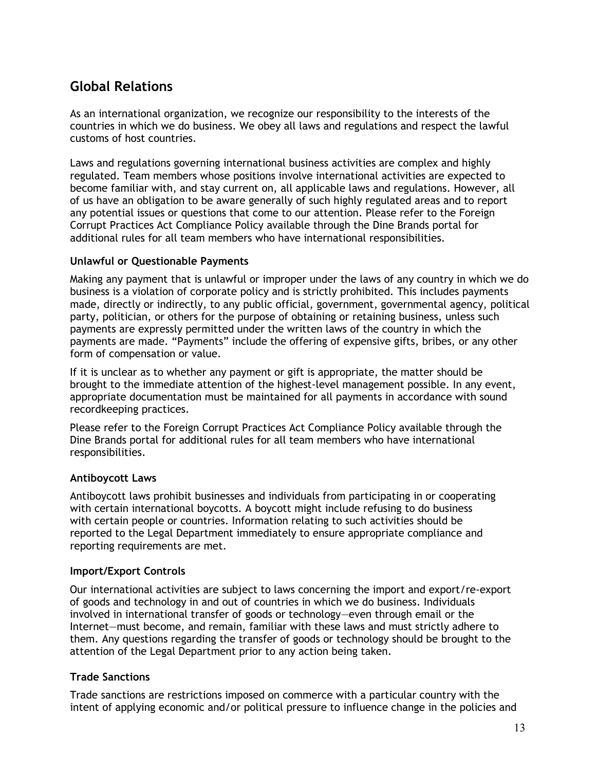## Global Relations

As an international organization, we recognize our responsibility to the interests of the countries in which we do business. We obey all laws and regulations and respect the lawful customs of host countries.

Laws and regulations governing international business activities are complex and highly regulated. Team members whose positions involve international activities are expected to become familiar with, and stay current on, all applicable laws and regulations. However, all of us have an obligation to be aware generally of such highly regulated areas and to report any potential issues or questions that come to our attention. Please refer to the Foreign Corrupt Practices Act Compliance Policy available through the Dine Brands portal for additional rules for all team members who have international responsibilities.

### Unlawful or Questionable Payments

Making any payment that is unlawful or improper under the laws of any country in which we do business is a violation of corporate policy and is strictly prohibited. This includes payments made, directly or indirectly, to any public official, government, governmental agency, political party, politician, or others for the purpose of obtaining or retaining business, unless such payments are expressly permitted under the written laws of the country in which the payments are made. "Payments" include the offering of expensive gifts, bribes, or any other form of compensation or value.

If it is unclear as to whether any payment or gift is appropriate, the matter should be brought to the immediate attention of the highest-level management possible. In any event, appropriate documentation must be maintained for all payments in accordance with sound recordkeeping practices.

Please refer to the Foreign Corrupt Practices Act Compliance Policy available through the Dine Brands portal for additional rules for all team members who have international responsibilities.

### Antiboycott Laws

Antiboycott laws prohibit businesses and individuals from participating in or cooperating with certain international boycotts. A boycott might include refusing to do business with certain people or countries. Information relating to such activities should be reported to the Legal Department immediately to ensure appropriate compliance and reporting requirements are met.

### Import/Export Controls

Our international activities are subject to laws concerning the import and export/re-export of goods and technology in and out of countries in which we do business. Individuals involved in international transfer of goods or technology—even through email or the Internet—must become, and remain, familiar with these laws and must strictly adhere to them. Any questions regarding the transfer of goods or technology should be brought to the attention of the Legal Department prior to any action being taken.

### Trade Sanctions

Trade sanctions are restrictions imposed on commerce with a particular country with the intent of applying economic and/or political pressure to influence change in the policies and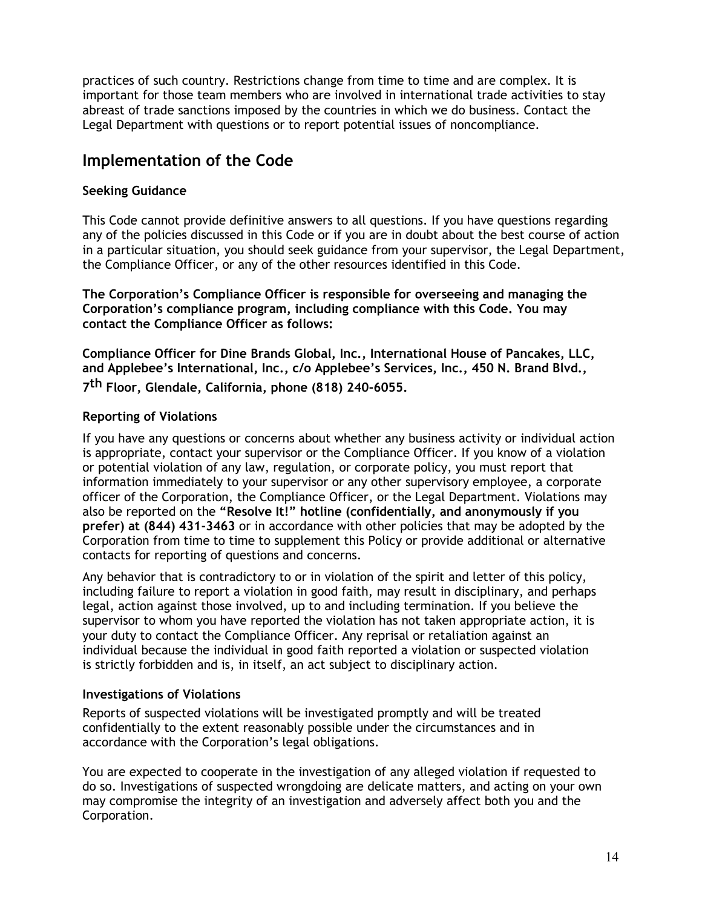practices of such country. Restrictions change from time to time and are complex. It is important for those team members who are involved in international trade activities to stay abreast of trade sanctions imposed by the countries in which we do business. Contact the Legal Department with questions or to report potential issues of noncompliance.

## Implementation of the Code

### Seeking Guidance

This Code cannot provide definitive answers to all questions. If you have questions regarding any of the policies discussed in this Code or if you are in doubt about the best course of action in a particular situation, you should seek guidance from your supervisor, the Legal Department, the Compliance Officer, or any of the other resources identified in this Code.

**The Corporation's Compliance Officer is responsible for overseeing and managing the Corporation's compliance program, including compliance with this Code. You may contact the Compliance Officer as follows:**

**Compliance Officer for Dine Brands Global, Inc., International House of Pancakes, LLC, and Applebee's International, Inc., c/o Applebee's Services, Inc., 450 N. Brand Blvd., 7th Floor, Glendale, California, phone (818) 240-6055.**

### Reporting of Violations

If you have any questions or concerns about whether any business activity or individual action is appropriate, contact your supervisor or the Compliance Officer. If you know of a violation or potential violation of any law, regulation, or corporate policy, you must report that information immediately to your supervisor or any other supervisory employee, a corporate officer of the Corporation, the Compliance Officer, or the Legal Department. Violations may also be reported on the **"Resolve It!" hotline (confidentially, and anonymously if you prefer) at (844) 431-3463** or in accordance with other policies that may be adopted by the Corporation from time to time to supplement this Policy or provide additional or alternative contacts for reporting of questions and concerns.

Any behavior that is contradictory to or in violation of the spirit and letter of this policy, including failure to report a violation in good faith, may result in disciplinary, and perhaps legal, action against those involved, up to and including termination. If you believe the supervisor to whom you have reported the violation has not taken appropriate action, it is your duty to contact the Compliance Officer. Any reprisal or retaliation against an individual because the individual in good faith reported a violation or suspected violation is strictly forbidden and is, in itself, an act subject to disciplinary action.

### Investigations of Violations

Reports of suspected violations will be investigated promptly and will be treated confidentially to the extent reasonably possible under the circumstances and in accordance with the Corporation's legal obligations.

You are expected to cooperate in the investigation of any alleged violation if requested to do so. Investigations of suspected wrongdoing are delicate matters, and acting on your own may compromise the integrity of an investigation and adversely affect both you and the Corporation.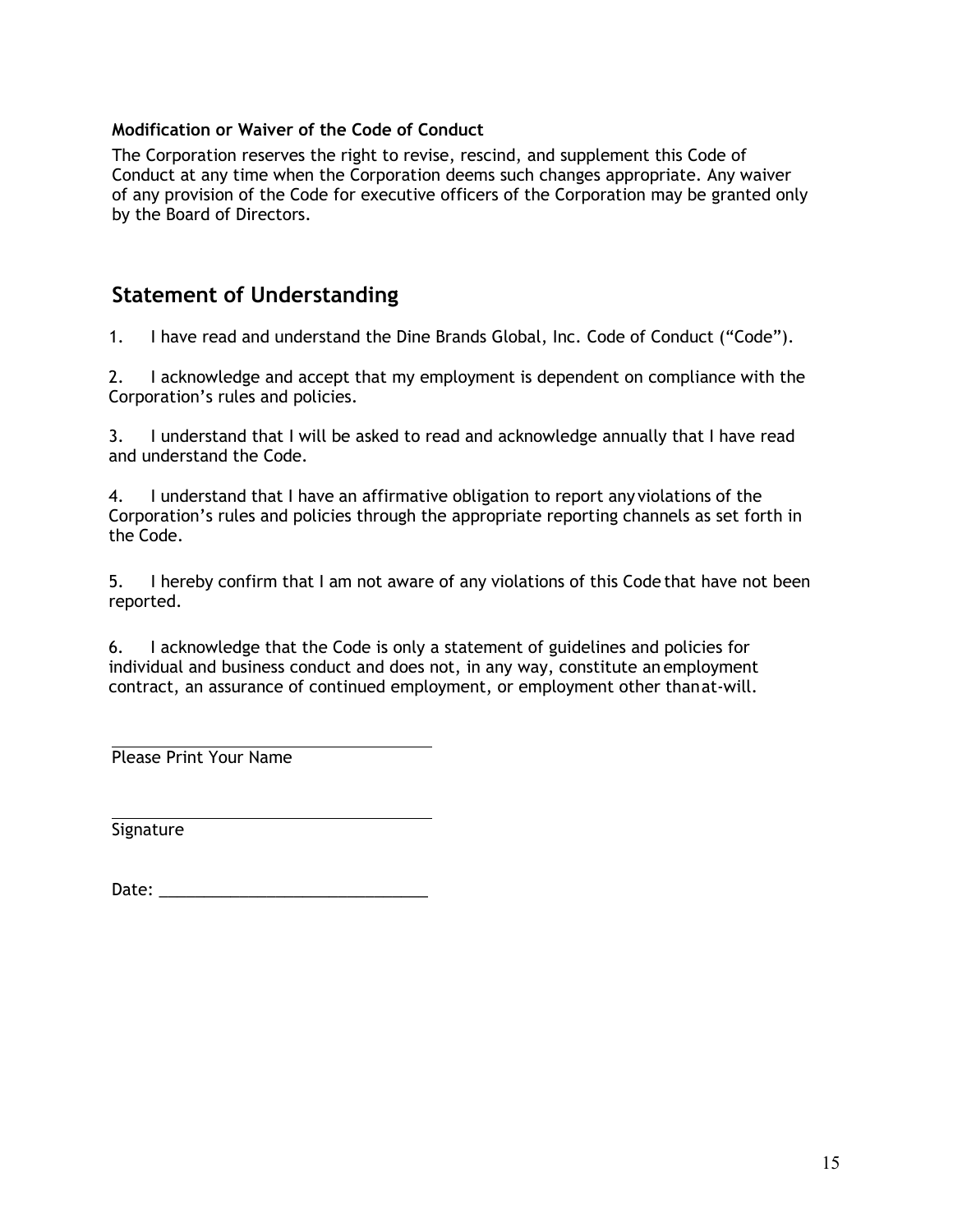### Modification or Waiver of the Code of Conduct

The Corporation reserves the right to revise, rescind, and supplement this Code of Conduct at any time when the Corporation deems such changes appropriate. Any waiver of any provision of the Code for executive officers of the Corporation may be granted only by the Board of Directors.

## Statement of Understanding

1. I have read and understand the Dine Brands Global, Inc. Code of Conduct ("Code").

2. I acknowledge and accept that my employment is dependent on compliance with the Corporation's rules and policies.

3. I understand that I will be asked to read and acknowledge annually that I have read and understand the Code.

4. I understand that I have an affirmative obligation to report any violations of the Corporation's rules and policies through the appropriate reporting channels as set forth in the Code.

5. I hereby confirm that I am not aware of any violations of this Code that have not been reported.

6. I acknowledge that the Code is only a statement of guidelines and policies for individual and business conduct and does not, in any way, constitute an employment contract, an assurance of continued employment, or employment other than at-will.

\_\_\_\_\_\_\_\_\_\_\_\_\_\_\_\_\_\_\_\_\_\_\_\_\_\_\_\_\_\_\_\_\_\_\_\_
Please Print Your Name

\_\_\_\_\_\_\_\_\_\_\_\_\_\_\_\_\_\_\_\_\_\_\_\_\_\_\_\_\_\_\_\_\_\_\_\_
Signature

Date: \_\_\_\_\_\_\_\_\_\_\_\_\_\_\_\_\_\_\_\_\_\_\_\_\_\_\_\_\_\_